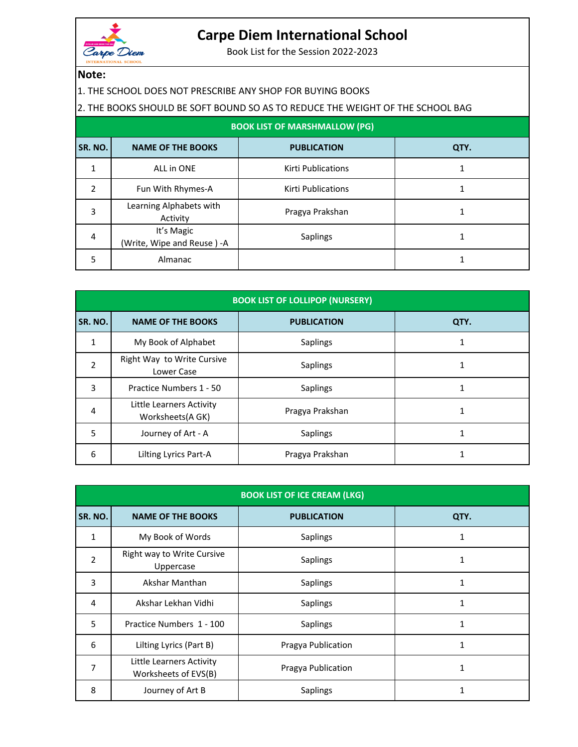# Carpe Diem International School

Book List for the Session 2022-2023

**Note:**

1. THE SCHOOL DOES NOT PRESCRIBE ANY SHOP FOR BUYING BOOKS
2. THE BOOKS SHOULD BE SOFT BOUND SO AS TO REDUCE THE WEIGHT OF THE SCHOOL BAG

## BOOK LIST OF MARSHMALLOW (PG)

| SR. NO. | NAME OF THE BOOKS | PUBLICATION | QTY. |
|---|---|---|---|
| 1 | ALL in ONE | Kirti Publications | 1 |
| 2 | Fun With Rhymes-A | Kirti Publications | 1 |
| 3 | Learning Alphabets with Activity | Pragya Prakshan | 1 |
| 4 | It's Magic (Write, Wipe and Reuse ) -A | Saplings | 1 |
| 5 | Almanac | | 1 |

## BOOK LIST OF LOLLIPOP (NURSERY)

| SR. NO. | NAME OF THE BOOKS | PUBLICATION | QTY. |
|---|---|---|---|
| 1 | My Book of Alphabet | Saplings | 1 |
| 2 | Right Way to Write Cursive Lower Case | Saplings | 1 |
| 3 | Practice Numbers 1 - 50 | Saplings | 1 |
| 4 | Little Learners Activity Worksheets(A GK) | Pragya Prakshan | 1 |
| 5 | Journey of Art - A | Saplings | 1 |
| 6 | Lilting Lyrics Part-A | Pragya Prakshan | 1 |

## BOOK LIST OF ICE CREAM (LKG)

| SR. NO. | NAME OF THE BOOKS | PUBLICATION | QTY. |
|---|---|---|---|
| 1 | My Book of Words | Saplings | 1 |
| 2 | Right way to Write Cursive Uppercase | Saplings | 1 |
| 3 | Akshar Manthan | Saplings | 1 |
| 4 | Akshar Lekhan Vidhi | Saplings | 1 |
| 5 | Practice Numbers 1 - 100 | Saplings | 1 |
| 6 | Lilting Lyrics (Part B) | Pragya Publication | 1 |
| 7 | Little Learners Activity Worksheets of EVS(B) | Pragya Publication | 1 |
| 8 | Journey of Art B | Saplings | 1 |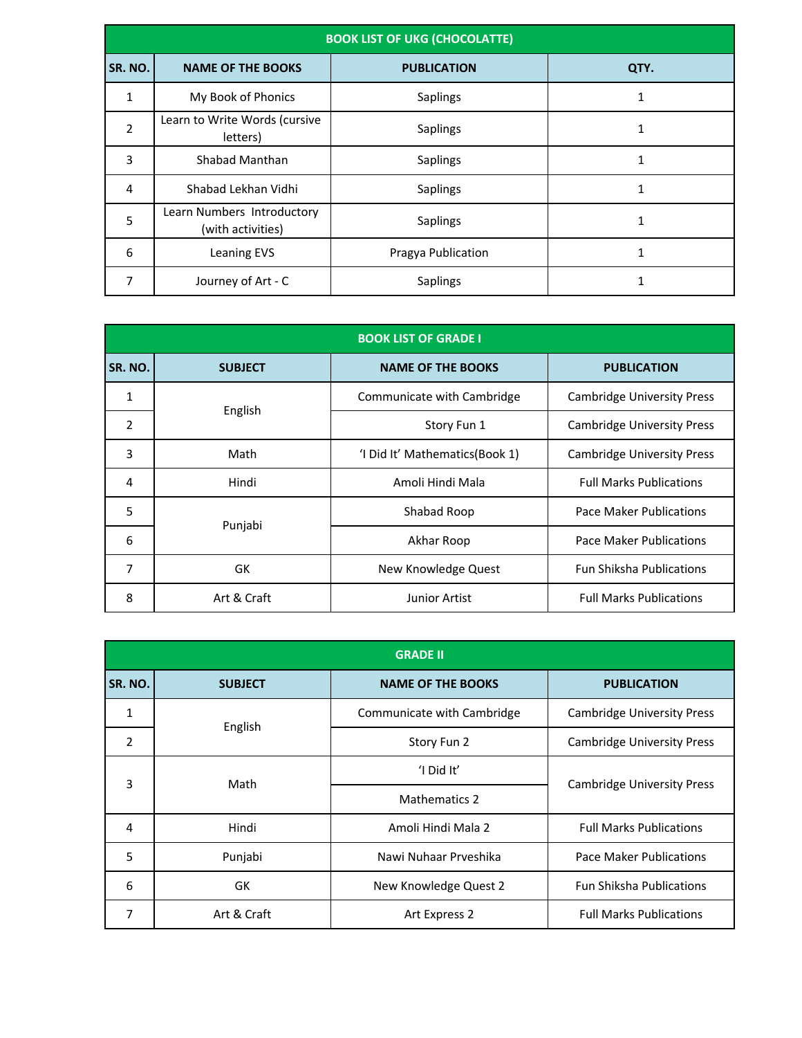| BOOK LIST OF UKG (CHOCOLATTE) | | | |
|---|---|---|---|
| **SR. NO.** | **NAME OF THE BOOKS** | **PUBLICATION** | **QTY.** |
| 1 | My Book of Phonics | Saplings | 1 |
| 2 | Learn to Write Words (cursive letters) | Saplings | 1 |
| 3 | Shabad Manthan | Saplings | 1 |
| 4 | Shabad Lekhan Vidhi | Saplings | 1 |
| 5 | Learn Numbers Introductory (with activities) | Saplings | 1 |
| 6 | Leaning EVS | Pragya Publication | 1 |
| 7 | Journey of Art - C | Saplings | 1 |

| BOOK LIST OF GRADE I | | | |
|---|---|---|---|
| **SR. NO.** | **SUBJECT** | **NAME OF THE BOOKS** | **PUBLICATION** |
| 1 | English | Communicate with Cambridge | Cambridge University Press |
| 2 | | Story Fun 1 | Cambridge University Press |
| 3 | Math | 'I Did It' Mathematics(Book 1) | Cambridge University Press |
| 4 | Hindi | Amoli Hindi Mala | Full Marks Publications |
| 5 | Punjabi | Shabad Roop | Pace Maker Publications |
| 6 | | Akhar Roop | Pace Maker Publications |
| 7 | GK | New Knowledge Quest | Fun Shiksha Publications |
| 8 | Art & Craft | Junior Artist | Full Marks Publications |

| GRADE II | | | |
|---|---|---|---|
| **SR. NO.** | **SUBJECT** | **NAME OF THE BOOKS** | **PUBLICATION** |
| 1 | English | Communicate with Cambridge | Cambridge University Press |
| 2 | | Story Fun 2 | Cambridge University Press |
| 3 | Math | 'I Did It' | Cambridge University Press |
| | | Mathematics 2 | |
| 4 | Hindi | Amoli Hindi Mala 2 | Full Marks Publications |
| 5 | Punjabi | Nawi Nuhaar Prveshika | Pace Maker Publications |
| 6 | GK | New Knowledge Quest 2 | Fun Shiksha Publications |
| 7 | Art & Craft | Art Express 2 | Full Marks Publications |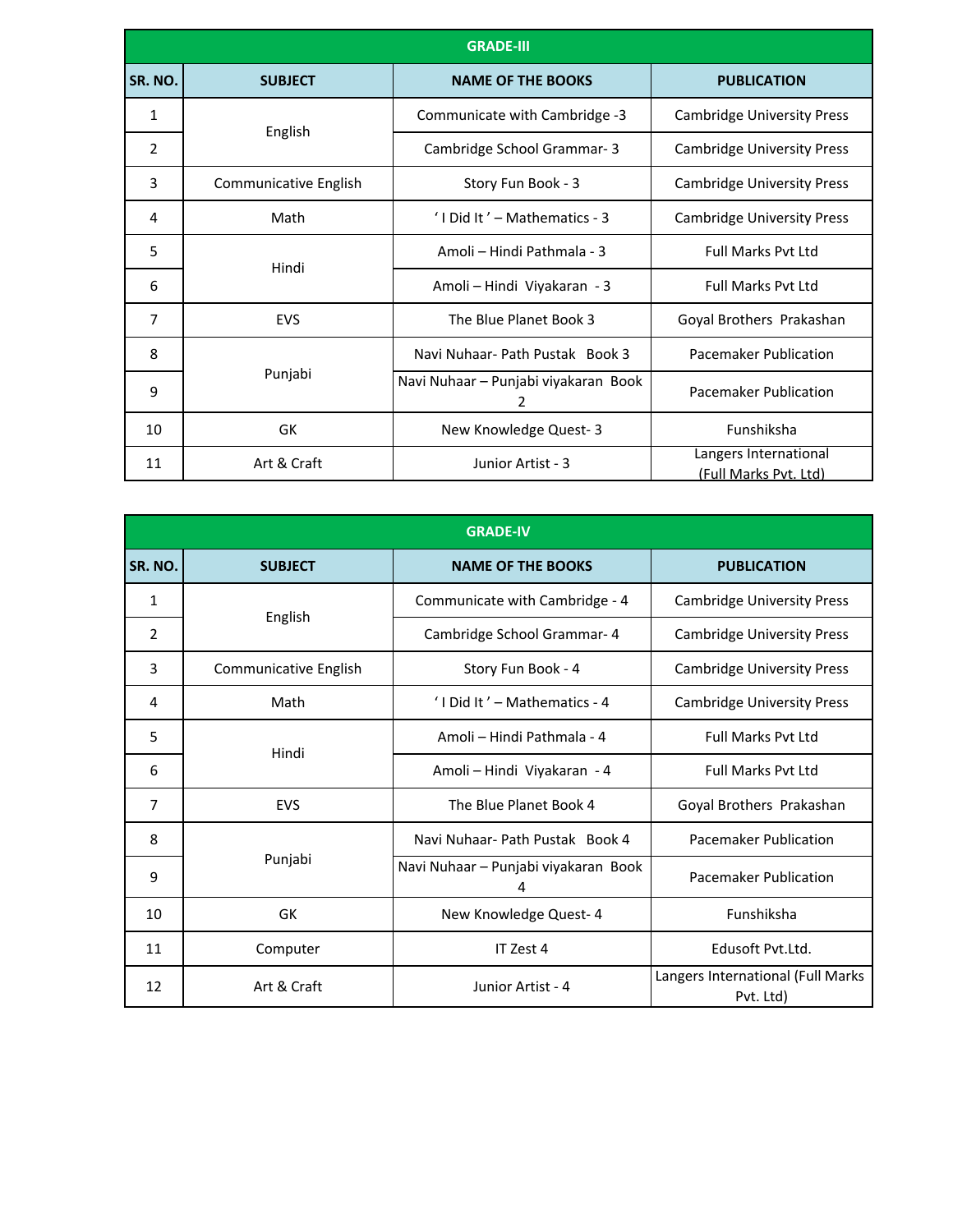| GRADE-III | | | |
|---|---|---|---|
| **SR. NO.** | **SUBJECT** | **NAME OF THE BOOKS** | **PUBLICATION** |
| 1 | English | Communicate with Cambridge -3 | Cambridge University Press |
| 2 | | Cambridge School Grammar- 3 | Cambridge University Press |
| 3 | Communicative English | Story Fun Book - 3 | Cambridge University Press |
| 4 | Math | ' I Did It ' – Mathematics - 3 | Cambridge University Press |
| 5 | Hindi | Amoli – Hindi Pathmala - 3 | Full Marks Pvt Ltd |
| 6 | | Amoli – Hindi Viyakaran - 3 | Full Marks Pvt Ltd |
| 7 | EVS | The Blue Planet Book 3 | Goyal Brothers Prakashan |
| 8 | Punjabi | Navi Nuhaar- Path Pustak Book 3 | Pacemaker Publication |
| 9 | | Navi Nuhaar – Punjabi viyakaran Book 2 | Pacemaker Publication |
| 10 | GK | New Knowledge Quest- 3 | Funshiksha |
| 11 | Art & Craft | Junior Artist - 3 | Langers International (Full Marks Pvt. Ltd) |

| GRADE-IV | | | |
|---|---|---|---|
| **SR. NO.** | **SUBJECT** | **NAME OF THE BOOKS** | **PUBLICATION** |
| 1 | English | Communicate with Cambridge - 4 | Cambridge University Press |
| 2 | | Cambridge School Grammar- 4 | Cambridge University Press |
| 3 | Communicative English | Story Fun Book - 4 | Cambridge University Press |
| 4 | Math | ' I Did It ' – Mathematics - 4 | Cambridge University Press |
| 5 | Hindi | Amoli – Hindi Pathmala - 4 | Full Marks Pvt Ltd |
| 6 | | Amoli – Hindi Viyakaran - 4 | Full Marks Pvt Ltd |
| 7 | EVS | The Blue Planet Book 4 | Goyal Brothers Prakashan |
| 8 | Punjabi | Navi Nuhaar- Path Pustak Book 4 | Pacemaker Publication |
| 9 | | Navi Nuhaar – Punjabi viyakaran Book 4 | Pacemaker Publication |
| 10 | GK | New Knowledge Quest- 4 | Funshiksha |
| 11 | Computer | IT Zest 4 | Edusoft Pvt.Ltd. |
| 12 | Art & Craft | Junior Artist - 4 | Langers International (Full Marks Pvt. Ltd) |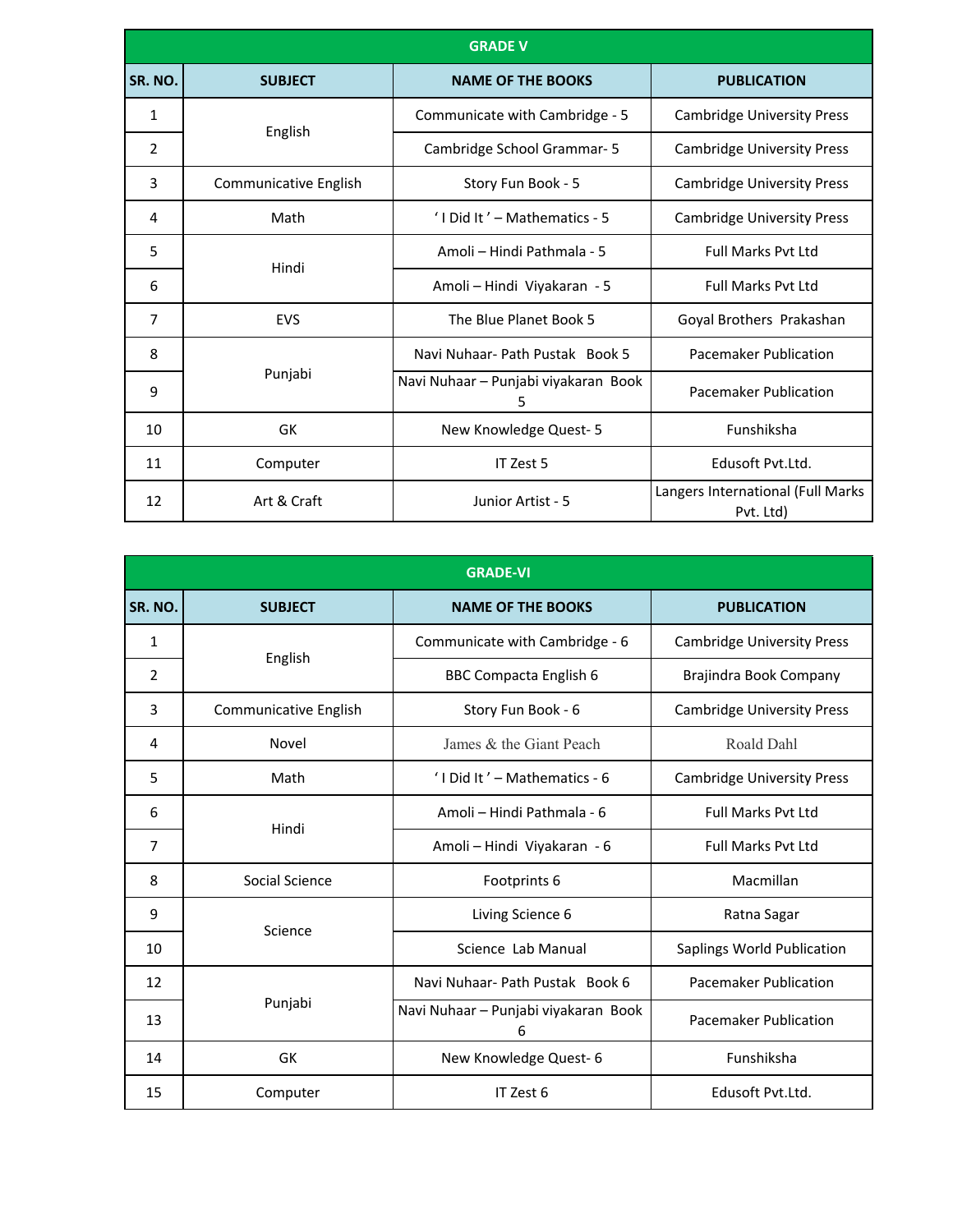| GRADE V | | | |
|---|---|---|---|
| **SR. NO.** | **SUBJECT** | **NAME OF THE BOOKS** | **PUBLICATION** |
| 1 | English | Communicate with Cambridge - 5 | Cambridge University Press |
| 2 | | Cambridge School Grammar- 5 | Cambridge University Press |
| 3 | Communicative English | Story Fun Book - 5 | Cambridge University Press |
| 4 | Math | ' I Did It ' – Mathematics - 5 | Cambridge University Press |
| 5 | Hindi | Amoli – Hindi Pathmala - 5 | Full Marks Pvt Ltd |
| 6 | | Amoli – Hindi Viyakaran - 5 | Full Marks Pvt Ltd |
| 7 | EVS | The Blue Planet Book 5 | Goyal Brothers Prakashan |
| 8 | Punjabi | Navi Nuhaar- Path Pustak Book 5 | Pacemaker Publication |
| 9 | | Navi Nuhaar – Punjabi viyakaran Book 5 | Pacemaker Publication |
| 10 | GK | New Knowledge Quest- 5 | Funshiksha |
| 11 | Computer | IT Zest 5 | Edusoft Pvt.Ltd. |
| 12 | Art & Craft | Junior Artist - 5 | Langers International (Full Marks Pvt. Ltd) |

| GRADE-VI | | | |
|---|---|---|---|
| **SR. NO.** | **SUBJECT** | **NAME OF THE BOOKS** | **PUBLICATION** |
| 1 | English | Communicate with Cambridge - 6 | Cambridge University Press |
| 2 | | BBC Compacta English 6 | Brajindra Book Company |
| 3 | Communicative English | Story Fun Book - 6 | Cambridge University Press |
| 4 | Novel | James & the Giant Peach | Roald Dahl |
| 5 | Math | ' I Did It ' – Mathematics - 6 | Cambridge University Press |
| 6 | Hindi | Amoli – Hindi Pathmala - 6 | Full Marks Pvt Ltd |
| 7 | | Amoli – Hindi Viyakaran - 6 | Full Marks Pvt Ltd |
| 8 | Social Science | Footprints 6 | Macmillan |
| 9 | Science | Living Science 6 | Ratna Sagar |
| 10 | | Science Lab Manual | Saplings World Publication |
| 12 | Punjabi | Navi Nuhaar- Path Pustak Book 6 | Pacemaker Publication |
| 13 | | Navi Nuhaar – Punjabi viyakaran Book 6 | Pacemaker Publication |
| 14 | GK | New Knowledge Quest- 6 | Funshiksha |
| 15 | Computer | IT Zest 6 | Edusoft Pvt.Ltd. |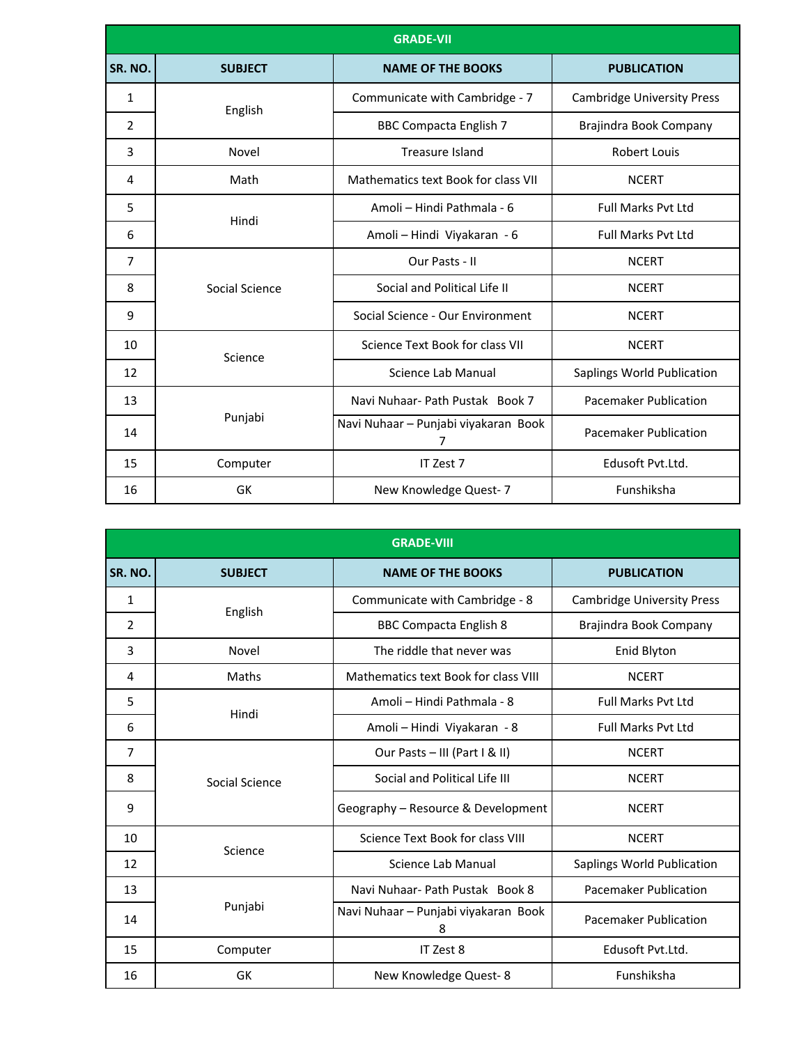| GRADE-VII | | | |
| --- | --- | --- | --- |
| **SR. NO.** | **SUBJECT** | **NAME OF THE BOOKS** | **PUBLICATION** |
| 1 | English | Communicate with Cambridge - 7 | Cambridge University Press |
| 2 | | BBC Compacta English 7 | Brajindra Book Company |
| 3 | Novel | Treasure Island | Robert Louis |
| 4 | Math | Mathematics text Book for class VII | NCERT |
| 5 | Hindi | Amoli – Hindi Pathmala - 6 | Full Marks Pvt Ltd |
| 6 | | Amoli – Hindi Viyakaran - 6 | Full Marks Pvt Ltd |
| 7 | Social Science | Our Pasts - II | NCERT |
| 8 | | Social and Political Life II | NCERT |
| 9 | | Social Science - Our Environment | NCERT |
| 10 | Science | Science Text Book for class VII | NCERT |
| 12 | | Science Lab Manual | Saplings World Publication |
| 13 | Punjabi | Navi Nuhaar- Path Pustak Book 7 | Pacemaker Publication |
| 14 | | Navi Nuhaar – Punjabi viyakaran Book 7 | Pacemaker Publication |
| 15 | Computer | IT Zest 7 | Edusoft Pvt.Ltd. |
| 16 | GK | New Knowledge Quest- 7 | Funshiksha |

| GRADE-VIII | | | |
| --- | --- | --- | --- |
| **SR. NO.** | **SUBJECT** | **NAME OF THE BOOKS** | **PUBLICATION** |
| 1 | English | Communicate with Cambridge - 8 | Cambridge University Press |
| 2 | | BBC Compacta English 8 | Brajindra Book Company |
| 3 | Novel | The riddle that never was | Enid Blyton |
| 4 | Maths | Mathematics text Book for class VIII | NCERT |
| 5 | Hindi | Amoli – Hindi Pathmala - 8 | Full Marks Pvt Ltd |
| 6 | | Amoli – Hindi Viyakaran - 8 | Full Marks Pvt Ltd |
| 7 | Social Science | Our Pasts – III (Part I & II) | NCERT |
| 8 | | Social and Political Life III | NCERT |
| 9 | | Geography – Resource & Development | NCERT |
| 10 | Science | Science Text Book for class VIII | NCERT |
| 12 | | Science Lab Manual | Saplings World Publication |
| 13 | Punjabi | Navi Nuhaar- Path Pustak Book 8 | Pacemaker Publication |
| 14 | | Navi Nuhaar – Punjabi viyakaran Book 8 | Pacemaker Publication |
| 15 | Computer | IT Zest 8 | Edusoft Pvt.Ltd. |
| 16 | GK | New Knowledge Quest- 8 | Funshiksha |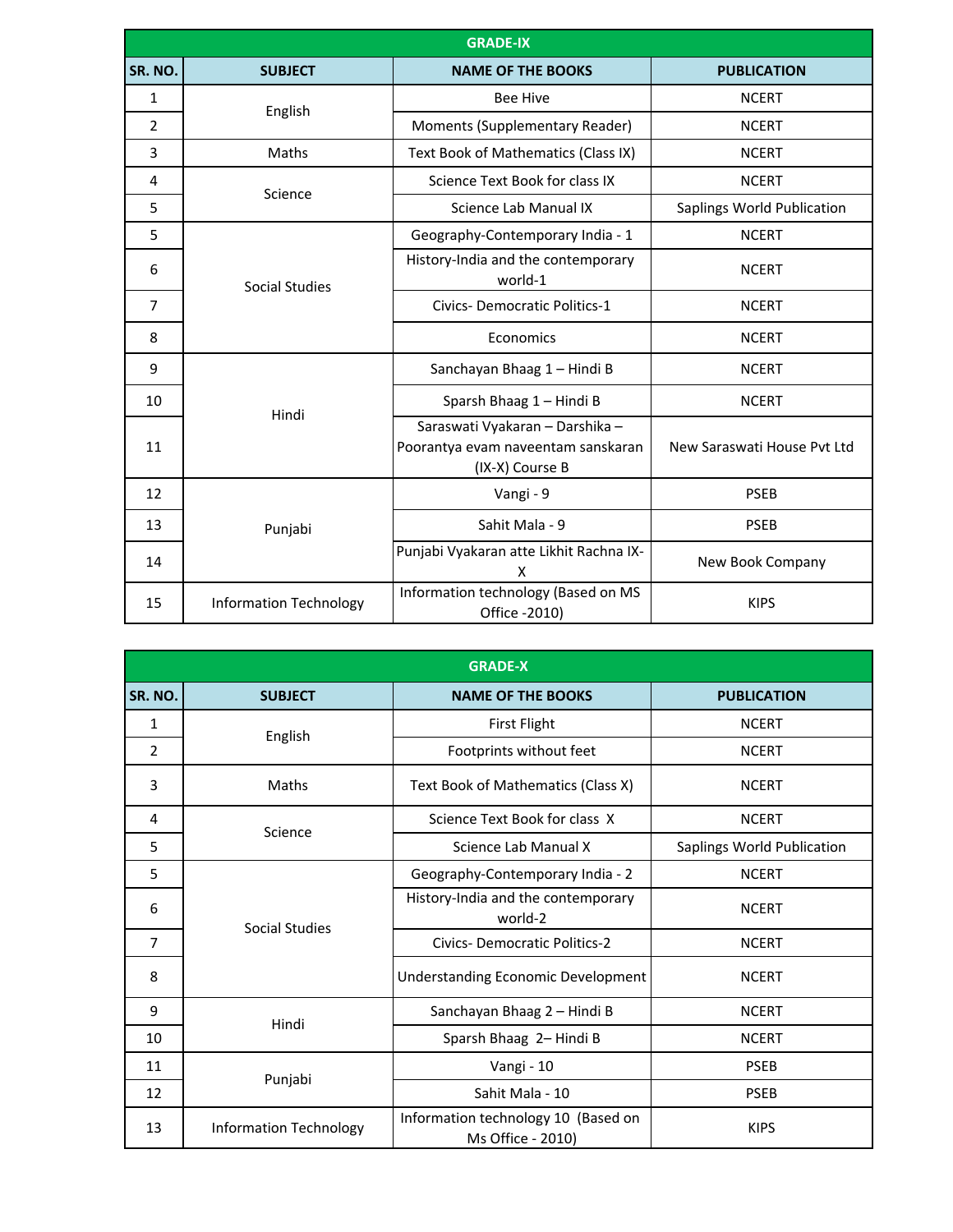| GRADE-IX | | | |
|---|---|---|---|
| **SR. NO.** | **SUBJECT** | **NAME OF THE BOOKS** | **PUBLICATION** |
| 1 | English | Bee Hive | NCERT |
| 2 | | Moments (Supplementary Reader) | NCERT |
| 3 | Maths | Text Book of Mathematics (Class IX) | NCERT |
| 4 | Science | Science Text Book for class IX | NCERT |
| 5 | | Science Lab Manual IX | Saplings World Publication |
| 5 | Social Studies | Geography-Contemporary India - 1 | NCERT |
| 6 | | History-India and the contemporary world-1 | NCERT |
| 7 | | Civics- Democratic Politics-1 | NCERT |
| 8 | | Economics | NCERT |
| 9 | Hindi | Sanchayan Bhaag 1 – Hindi B | NCERT |
| 10 | | Sparsh Bhaag 1 – Hindi B | NCERT |
| 11 | | Saraswati Vyakaran – Darshika – Poorantya evam naveentam sanskaran (IX-X) Course B | New Saraswati House Pvt Ltd |
| 12 | Punjabi | Vangi - 9 | PSEB |
| 13 | | Sahit Mala - 9 | PSEB |
| 14 | | Punjabi Vyakaran atte Likhit Rachna IX-X | New Book Company |
| 15 | Information Technology | Information technology (Based on MS Office -2010) | KIPS |

| GRADE-X | | | |
|---|---|---|---|
| **SR. NO.** | **SUBJECT** | **NAME OF THE BOOKS** | **PUBLICATION** |
| 1 | English | First Flight | NCERT |
| 2 | | Footprints without feet | NCERT |
| 3 | Maths | Text Book of Mathematics (Class X) | NCERT |
| 4 | Science | Science Text Book for class X | NCERT |
| 5 | | Science Lab Manual X | Saplings World Publication |
| 5 | Social Studies | Geography-Contemporary India - 2 | NCERT |
| 6 | | History-India and the contemporary world-2 | NCERT |
| 7 | | Civics- Democratic Politics-2 | NCERT |
| 8 | | Understanding Economic Development | NCERT |
| 9 | Hindi | Sanchayan Bhaag 2 – Hindi B | NCERT |
| 10 | | Sparsh Bhaag 2– Hindi B | NCERT |
| 11 | Punjabi | Vangi - 10 | PSEB |
| 12 | | Sahit Mala - 10 | PSEB |
| 13 | Information Technology | Information technology 10 (Based on Ms Office - 2010) | KIPS |